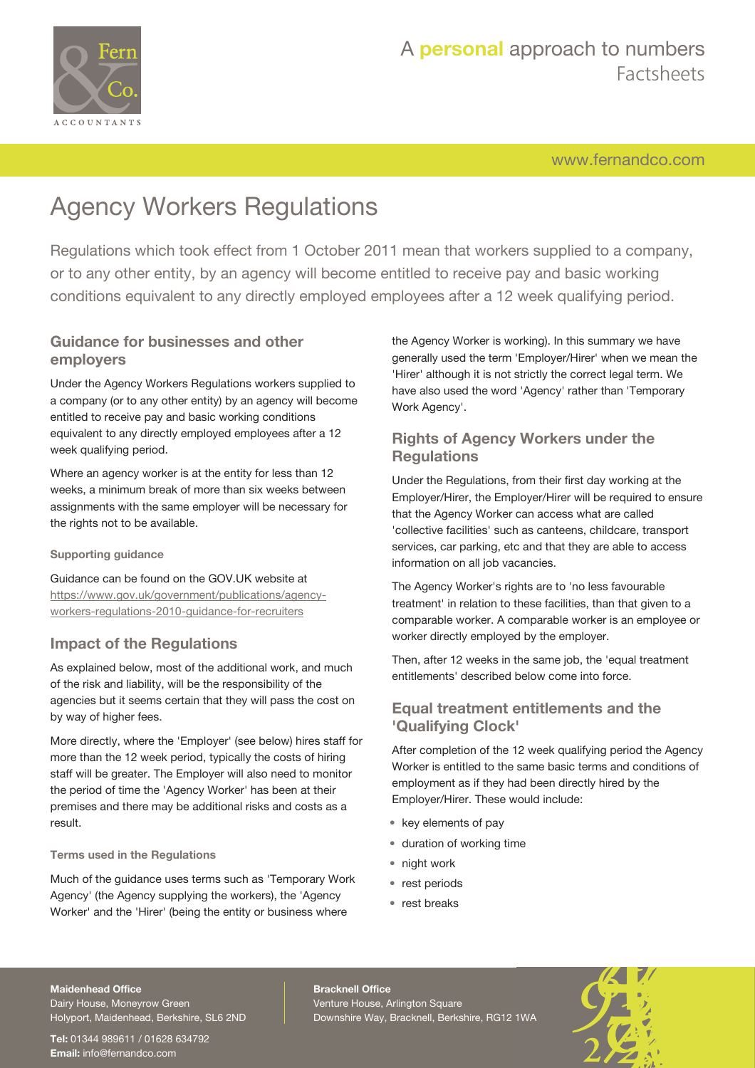# Agency Workers Regulations

Regulations which took effect from 1 October 2011 mean that workers supplied to a company, or to any other entity, by an agency will become entitled to receive pay and basic working conditions equivalent to any directly employed employees after a 12 week qualifying period.

## Guidance for businesses and other employers

Under the Agency Workers Regulations workers supplied to a company (or to any other entity) by an agency will become entitled to receive pay and basic working conditions equivalent to any directly employed employees after a 12 week qualifying period.

Where an agency worker is at the entity for less than 12 weeks, a minimum break of more than six weeks between assignments with the same employer will be necessary for the rights not to be available.

### Supporting guidance

Guidance can be found on the GOV.UK website at https://www.gov.uk/government/publications/agency-workers-regulations-2010-guidance-for-recruiters

## Impact of the Regulations

As explained below, most of the additional work, and much of the risk and liability, will be the responsibility of the agencies but it seems certain that they will pass the cost on by way of higher fees.

More directly, where the 'Employer' (see below) hires staff for more than the 12 week period, typically the costs of hiring staff will be greater. The Employer will also need to monitor the period of time the 'Agency Worker' has been at their premises and there may be additional risks and costs as a result.

### Terms used in the Regulations

Much of the guidance uses terms such as 'Temporary Work Agency' (the Agency supplying the workers), the 'Agency Worker' and the 'Hirer' (being the entity or business where the Agency Worker is working). In this summary we have generally used the term 'Employer/Hirer' when we mean the 'Hirer' although it is not strictly the correct legal term. We have also used the word 'Agency' rather than 'Temporary Work Agency'.

## Rights of Agency Workers under the Regulations

Under the Regulations, from their first day working at the Employer/Hirer, the Employer/Hirer will be required to ensure that the Agency Worker can access what are called 'collective facilities' such as canteens, childcare, transport services, car parking, etc and that they are able to access information on all job vacancies.

The Agency Worker's rights are to 'no less favourable treatment' in relation to these facilities, than that given to a comparable worker. A comparable worker is an employee or worker directly employed by the employer.

Then, after 12 weeks in the same job, the 'equal treatment entitlements' described below come into force.

## Equal treatment entitlements and the 'Qualifying Clock'

After completion of the 12 week qualifying period the Agency Worker is entitled to the same basic terms and conditions of employment as if they had been directly hired by the Employer/Hirer. These would include:

- key elements of pay
- duration of working time
- night work
- rest periods
- rest breaks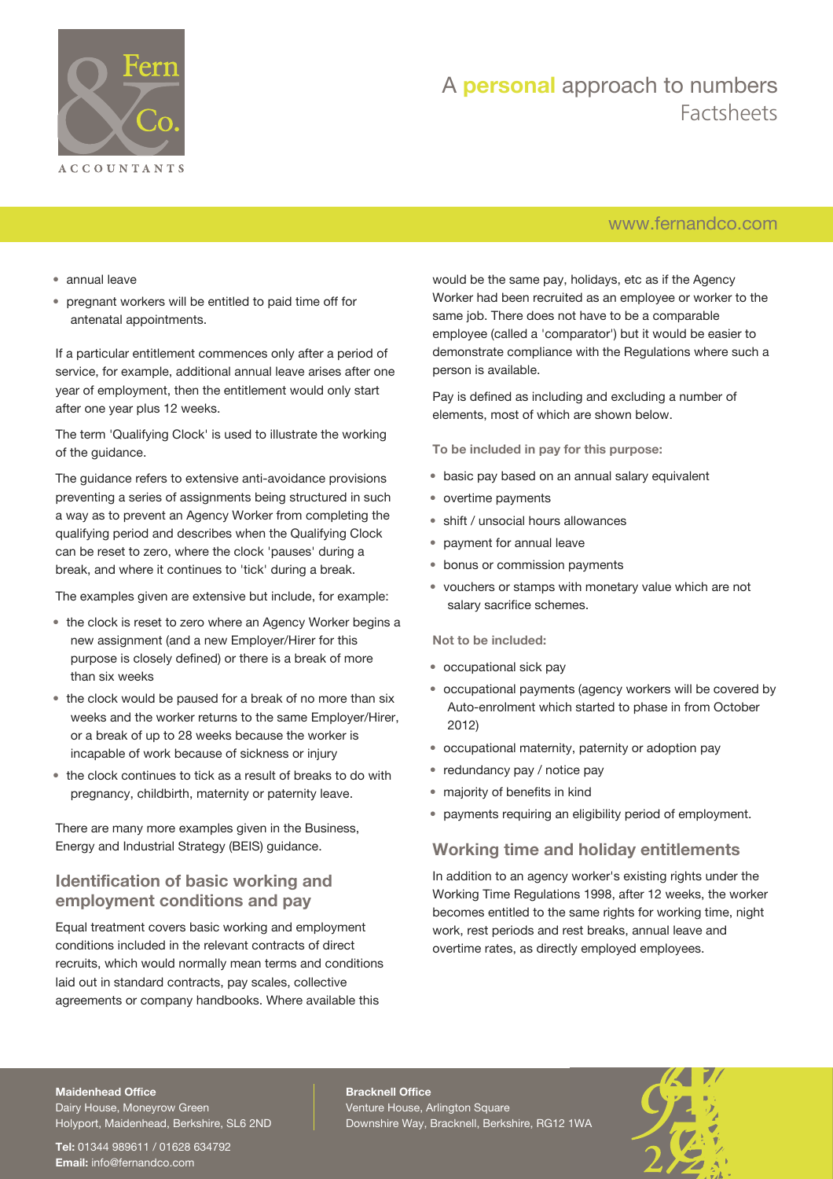- annual leave
- pregnant workers will be entitled to paid time off for antenatal appointments.

If a particular entitlement commences only after a period of service, for example, additional annual leave arises after one year of employment, then the entitlement would only start after one year plus 12 weeks.

The term 'Qualifying Clock' is used to illustrate the working of the guidance.

The guidance refers to extensive anti-avoidance provisions preventing a series of assignments being structured in such a way as to prevent an Agency Worker from completing the qualifying period and describes when the Qualifying Clock can be reset to zero, where the clock 'pauses' during a break, and where it continues to 'tick' during a break.

The examples given are extensive but include, for example:

- the clock is reset to zero where an Agency Worker begins a new assignment (and a new Employer/Hirer for this purpose is closely defined) or there is a break of more than six weeks
- the clock would be paused for a break of no more than six weeks and the worker returns to the same Employer/Hirer, or a break of up to 28 weeks because the worker is incapable of work because of sickness or injury
- the clock continues to tick as a result of breaks to do with pregnancy, childbirth, maternity or paternity leave.

There are many more examples given in the Business, Energy and Industrial Strategy (BEIS) guidance.

## Identification of basic working and employment conditions and pay

Equal treatment covers basic working and employment conditions included in the relevant contracts of direct recruits, which would normally mean terms and conditions laid out in standard contracts, pay scales, collective agreements or company handbooks. Where available this would be the same pay, holidays, etc as if the Agency Worker had been recruited as an employee or worker to the same job. There does not have to be a comparable employee (called a 'comparator') but it would be easier to demonstrate compliance with the Regulations where such a person is available.

Pay is defined as including and excluding a number of elements, most of which are shown below.

**To be included in pay for this purpose:**

- basic pay based on an annual salary equivalent
- overtime payments
- shift / unsocial hours allowances
- payment for annual leave
- bonus or commission payments
- vouchers or stamps with monetary value which are not salary sacrifice schemes.

**Not to be included:**

- occupational sick pay
- occupational payments (agency workers will be covered by Auto-enrolment which started to phase in from October 2012)
- occupational maternity, paternity or adoption pay
- redundancy pay / notice pay
- majority of benefits in kind
- payments requiring an eligibility period of employment.

## Working time and holiday entitlements

In addition to an agency worker's existing rights under the Working Time Regulations 1998, after 12 weeks, the worker becomes entitled to the same rights for working time, night work, rest periods and rest breaks, annual leave and overtime rates, as directly employed employees.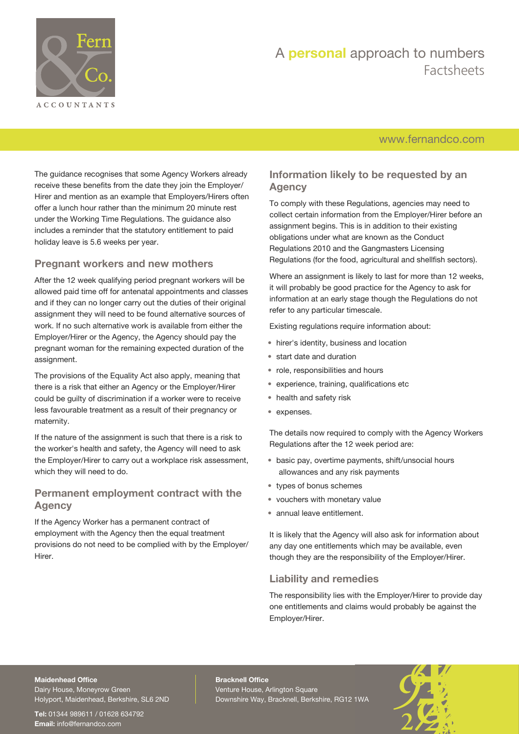The guidance recognises that some Agency Workers already receive these benefits from the date they join the Employer/Hirer and mention as an example that Employers/Hirers often offer a lunch hour rather than the minimum 20 minute rest under the Working Time Regulations. The guidance also includes a reminder that the statutory entitlement to paid holiday leave is 5.6 weeks per year.

## Pregnant workers and new mothers

After the 12 week qualifying period pregnant workers will be allowed paid time off for antenatal appointments and classes and if they can no longer carry out the duties of their original assignment they will need to be found alternative sources of work. If no such alternative work is available from either the Employer/Hirer or the Agency, the Agency should pay the pregnant woman for the remaining expected duration of the assignment.

The provisions of the Equality Act also apply, meaning that there is a risk that either an Agency or the Employer/Hirer could be guilty of discrimination if a worker were to receive less favourable treatment as a result of their pregnancy or maternity.

If the nature of the assignment is such that there is a risk to the worker's health and safety, the Agency will need to ask the Employer/Hirer to carry out a workplace risk assessment, which they will need to do.

## Permanent employment contract with the Agency

If the Agency Worker has a permanent contract of employment with the Agency then the equal treatment provisions do not need to be complied with by the Employer/Hirer.

## Information likely to be requested by an Agency

To comply with these Regulations, agencies may need to collect certain information from the Employer/Hirer before an assignment begins. This is in addition to their existing obligations under what are known as the Conduct Regulations 2010 and the Gangmasters Licensing Regulations (for the food, agricultural and shellfish sectors).

Where an assignment is likely to last for more than 12 weeks, it will probably be good practice for the Agency to ask for information at an early stage though the Regulations do not refer to any particular timescale.

Existing regulations require information about:

- hirer's identity, business and location
- start date and duration
- role, responsibilities and hours
- experience, training, qualifications etc
- health and safety risk
- expenses.

The details now required to comply with the Agency Workers Regulations after the 12 week period are:

- basic pay, overtime payments, shift/unsocial hours allowances and any risk payments
- types of bonus schemes
- vouchers with monetary value
- annual leave entitlement.

It is likely that the Agency will also ask for information about any day one entitlements which may be available, even though they are the responsibility of the Employer/Hirer.

## Liability and remedies

The responsibility lies with the Employer/Hirer to provide day one entitlements and claims would probably be against the Employer/Hirer.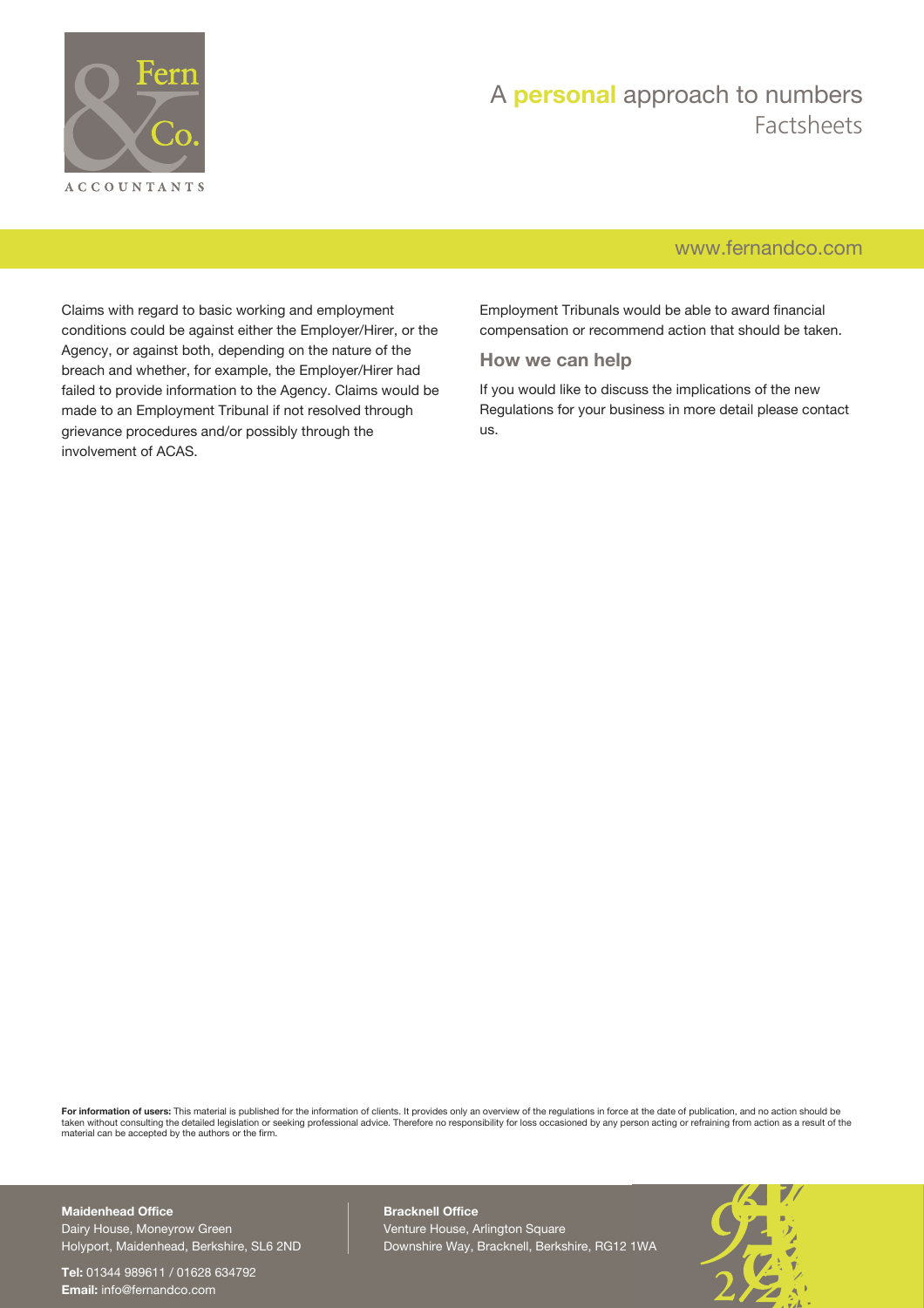Claims with regard to basic working and employment conditions could be against either the Employer/Hirer, or the Agency, or against both, depending on the nature of the breach and whether, for example, the Employer/Hirer had failed to provide information to the Agency. Claims would be made to an Employment Tribunal if not resolved through grievance procedures and/or possibly through the involvement of ACAS.

Employment Tribunals would be able to award financial compensation or recommend action that should be taken.

## How we can help

If you would like to discuss the implications of the new Regulations for your business in more detail please contact us.

**For information of users:** This material is published for the information of clients. It provides only an overview of the regulations in force at the date of publication, and no action should be taken without consulting the detailed legislation or seeking professional advice. Therefore no responsibility for loss occasioned by any person acting or refraining from action as a result of the material can be accepted by the authors or the firm.